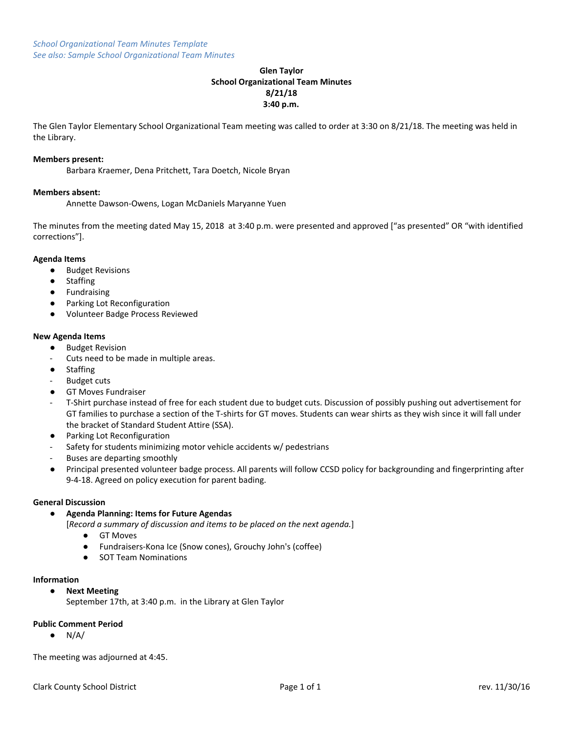*School Organizational Team Minutes Template*
*See also: Sample School Organizational Team Minutes*

**Glen Taylor**
**School Organizational Team Minutes**
**8/21/18**
**3:40 p.m.**

The Glen Taylor Elementary School Organizational Team meeting was called to order at 3:30 on 8/21/18. The meeting was held in the Library.

**Members present:**

Barbara Kraemer, Dena Pritchett, Tara Doetch, Nicole Bryan

**Members absent:**

Annette Dawson-Owens, Logan McDaniels Maryanne Yuen

The minutes from the meeting dated May 15, 2018 at 3:40 p.m. were presented and approved ["as presented" OR "with identified corrections"].

**Agenda Items**

- Budget Revisions
- Staffing
- Fundraising
- Parking Lot Reconfiguration
- Volunteer Badge Process Reviewed

**New Agenda Items**

- Budget Revision
  - Cuts need to be made in multiple areas.
- Staffing
  - Budget cuts
- GT Moves Fundraiser
  - T-Shirt purchase instead of free for each student due to budget cuts. Discussion of possibly pushing out advertisement for GT families to purchase a section of the T-shirts for GT moves. Students can wear shirts as they wish since it will fall under the bracket of Standard Student Attire (SSA).
- Parking Lot Reconfiguration
  - Safety for students minimizing motor vehicle accidents w/ pedestrians
  - Buses are departing smoothly
- Principal presented volunteer badge process. All parents will follow CCSD policy for backgrounding and fingerprinting after 9-4-18. Agreed on policy execution for parent bading.

**General Discussion**

- **Agenda Planning: Items for Future Agendas**
  [*Record a summary of discussion and items to be placed on the next agenda.*]
  - GT Moves
  - Fundraisers-Kona Ice (Snow cones), Grouchy John's (coffee)
  - SOT Team Nominations

**Information**

- **Next Meeting**
  September 17th, at 3:40 p.m. in the Library at Glen Taylor

**Public Comment Period**

- N/A/

The meeting was adjourned at 4:45.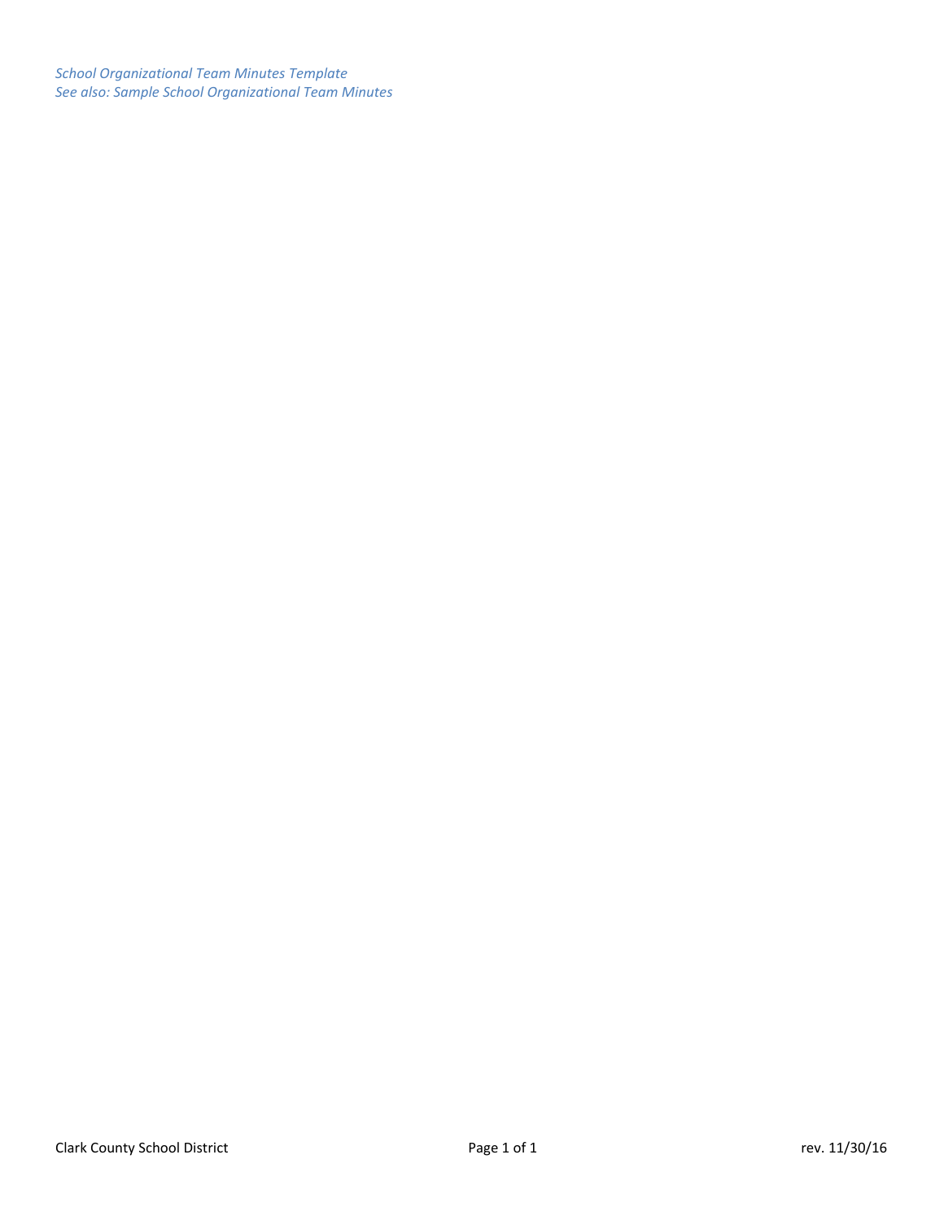*School Organizational Team Minutes Template*
*See also: Sample School Organizational Team Minutes*